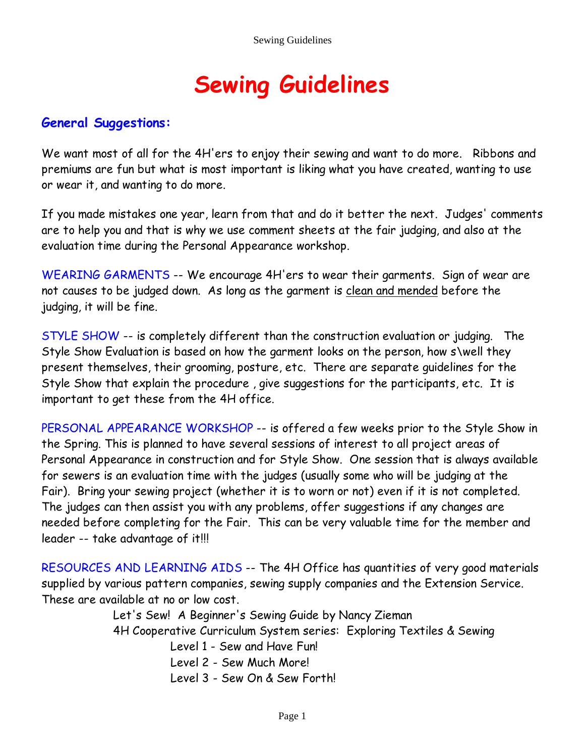# Sewing Guidelines

## General Suggestions:

We want most of all for the 4H'ers to enjoy their sewing and want to do more. Ribbons and premiums are fun but what is most important is liking what you have created, wanting to use or wear it, and wanting to do more.

If you made mistakes one year, learn from that and do it better the next. Judges' comments are to help you and that is why we use comment sheets at the fair judging, and also at the evaluation time during the Personal Appearance workshop.

WEARING GARMENTS -- We encourage 4H'ers to wear their garments. Sign of wear are not causes to be judged down. As long as the garment is clean and mended before the judging, it will be fine.

STYLE SHOW -- is completely different than the construction evaluation or judging. The Style Show Evaluation is based on how the garment looks on the person, how s\well they present themselves, their grooming, posture, etc. There are separate guidelines for the Style Show that explain the procedure , give suggestions for the participants, etc. It is important to get these from the 4H office.

PERSONAL APPEARANCE WORKSHOP -- is offered a few weeks prior to the Style Show in the Spring. This is planned to have several sessions of interest to all project areas of Personal Appearance in construction and for Style Show. One session that is always available for sewers is an evaluation time with the judges (usually some who will be judging at the Fair). Bring your sewing project (whether it is to worn or not) even if it is not completed. The judges can then assist you with any problems, offer suggestions if any changes are needed before completing for the Fair. This can be very valuable time for the member and leader -- take advantage of it!!!

RESOURCES AND LEARNING AIDS -- The 4H Office has quantities of very good materials supplied by various pattern companies, sewing supply companies and the Extension Service. These are available at no or low cost.

Let's Sew! A Beginner's Sewing Guide by Nancy Zieman
4H Cooperative Curriculum System series: Exploring Textiles & Sewing
- Level 1 - Sew and Have Fun!
- Level 2 - Sew Much More!
- Level 3 - Sew On & Sew Forth!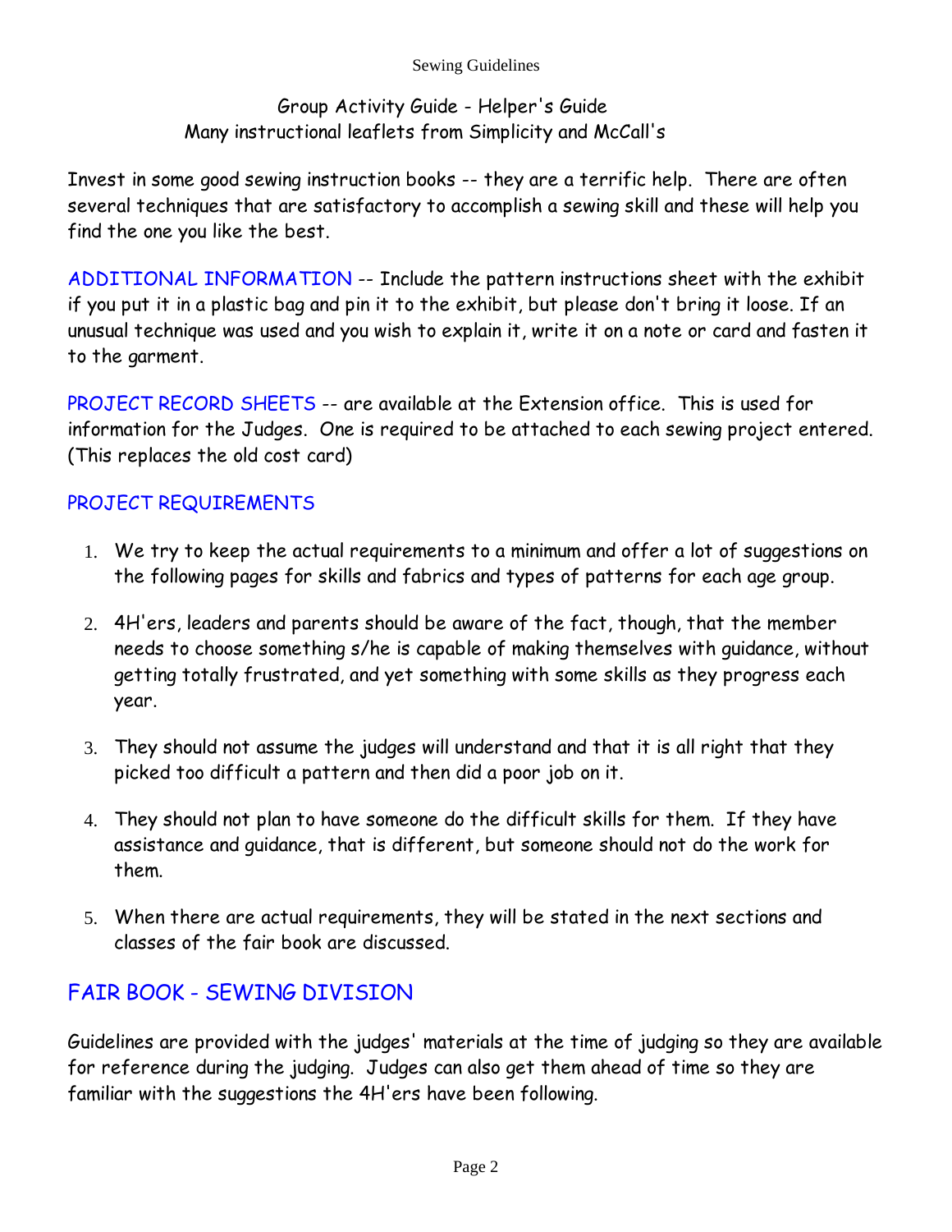Group Activity Guide - Helper's Guide
Many instructional leaflets from Simplicity and McCall's

Invest in some good sewing instruction books -- they are a terrific help. There are often several techniques that are satisfactory to accomplish a sewing skill and these will help you find the one you like the best.

ADDITIONAL INFORMATION -- Include the pattern instructions sheet with the exhibit if you put it in a plastic bag and pin it to the exhibit, but please don't bring it loose. If an unusual technique was used and you wish to explain it, write it on a note or card and fasten it to the garment.

PROJECT RECORD SHEETS -- are available at the Extension office. This is used for information for the Judges. One is required to be attached to each sewing project entered. (This replaces the old cost card)

## PROJECT REQUIREMENTS

1. We try to keep the actual requirements to a minimum and offer a lot of suggestions on the following pages for skills and fabrics and types of patterns for each age group.
2. 4H'ers, leaders and parents should be aware of the fact, though, that the member needs to choose something s/he is capable of making themselves with guidance, without getting totally frustrated, and yet something with some skills as they progress each year.
3. They should not assume the judges will understand and that it is all right that they picked too difficult a pattern and then did a poor job on it.
4. They should not plan to have someone do the difficult skills for them. If they have assistance and guidance, that is different, but someone should not do the work for them.
5. When there are actual requirements, they will be stated in the next sections and classes of the fair book are discussed.

## FAIR BOOK - SEWING DIVISION

Guidelines are provided with the judges' materials at the time of judging so they are available for reference during the judging. Judges can also get them ahead of time so they are familiar with the suggestions the 4H'ers have been following.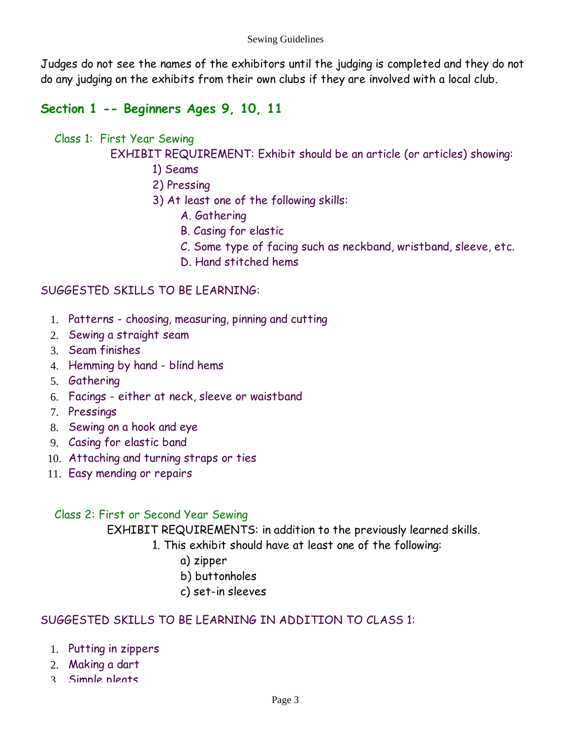Judges do not see the names of the exhibitors until the judging is completed and they do not do any judging on the exhibits from their own clubs if they are involved with a local club.

## Section 1 -- Beginners Ages 9, 10, 11

### Class 1: First Year Sewing

EXHIBIT REQUIREMENT: Exhibit should be an article (or articles) showing:

1) Seams
2) Pressing
3) At least one of the following skills:
   - A. Gathering
   - B. Casing for elastic
   - C. Some type of facing such as neckband, wristband, sleeve, etc.
   - D. Hand stitched hems

SUGGESTED SKILLS TO BE LEARNING:

1. Patterns - choosing, measuring, pinning and cutting
2. Sewing a straight seam
3. Seam finishes
4. Hemming by hand - blind hems
5. Gathering
6. Facings - either at neck, sleeve or waistband
7. Pressings
8. Sewing on a hook and eye
9. Casing for elastic band
10. Attaching and turning straps or ties
11. Easy mending or repairs

### Class 2: First or Second Year Sewing

EXHIBIT REQUIREMENTS: in addition to the previously learned skills.

1. This exhibit should have at least one of the following:
   - a) zipper
   - b) buttonholes
   - c) set-in sleeves

SUGGESTED SKILLS TO BE LEARNING IN ADDITION TO CLASS 1:

1. Putting in zippers
2. Making a dart
3. Simple pleats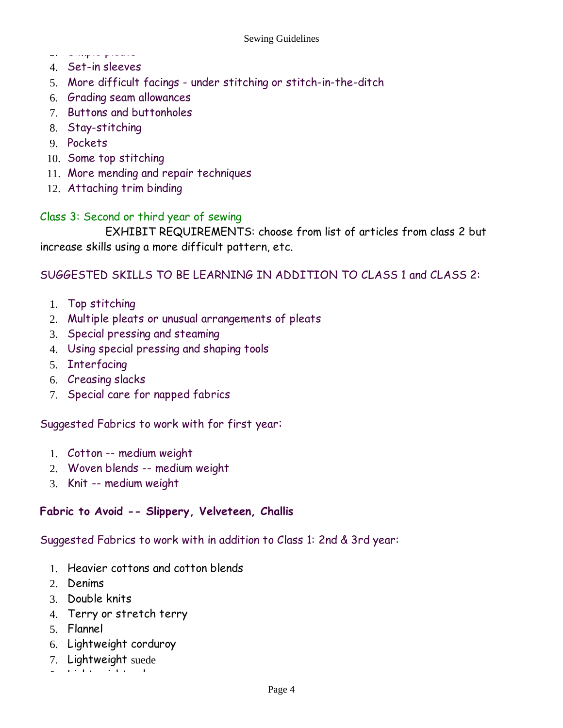3. Simple pleats
4. Set-in sleeves
5. More difficult facings - under stitching or stitch-in-the-ditch
6. Grading seam allowances
7. Buttons and buttonholes
8. Stay-stitching
9. Pockets
10. Some top stitching
11. More mending and repair techniques
12. Attaching trim binding

Class 3: Second or third year of sewing

EXHIBIT REQUIREMENTS: choose from list of articles from class 2 but increase skills using a more difficult pattern, etc.

SUGGESTED SKILLS TO BE LEARNING IN ADDITION TO CLASS 1 and CLASS 2:

1. Top stitching
2. Multiple pleats or unusual arrangements of pleats
3. Special pressing and steaming
4. Using special pressing and shaping tools
5. Interfacing
6. Creasing slacks
7. Special care for napped fabrics

Suggested Fabrics to work with for first year:

1. Cotton -- medium weight
2. Woven blends -- medium weight
3. Knit -- medium weight

**Fabric to Avoid -- Slippery, Velveteen, Challis**

Suggested Fabrics to work with in addition to Class 1: 2nd & 3rd year:

1. Heavier cottons and cotton blends
2. Denims
3. Double knits
4. Terry or stretch terry
5. Flannel
6. Lightweight corduroy
7. Lightweight suede
8. Lightweight ...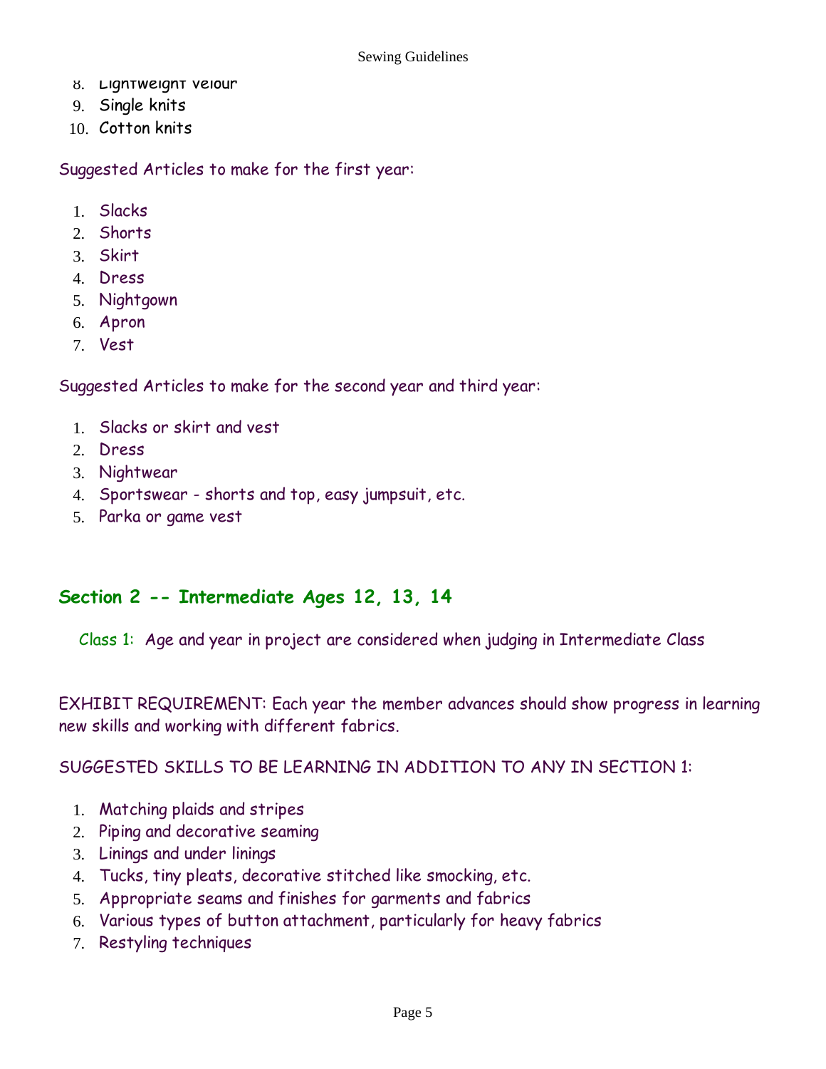8. Lightweight velour
9. Single knits
10. Cotton knits

Suggested Articles to make for the first year:

1. Slacks
2. Shorts
3. Skirt
4. Dress
5. Nightgown
6. Apron
7. Vest

Suggested Articles to make for the second year and third year:

1. Slacks or skirt and vest
2. Dress
3. Nightwear
4. Sportswear - shorts and top, easy jumpsuit, etc.
5. Parka or game vest

## Section 2 -- Intermediate Ages 12, 13, 14

Class 1: Age and year in project are considered when judging in Intermediate Class

EXHIBIT REQUIREMENT: Each year the member advances should show progress in learning new skills and working with different fabrics.

SUGGESTED SKILLS TO BE LEARNING IN ADDITION TO ANY IN SECTION 1:

1. Matching plaids and stripes
2. Piping and decorative seaming
3. Linings and under linings
4. Tucks, tiny pleats, decorative stitched like smocking, etc.
5. Appropriate seams and finishes for garments and fabrics
6. Various types of button attachment, particularly for heavy fabrics
7. Restyling techniques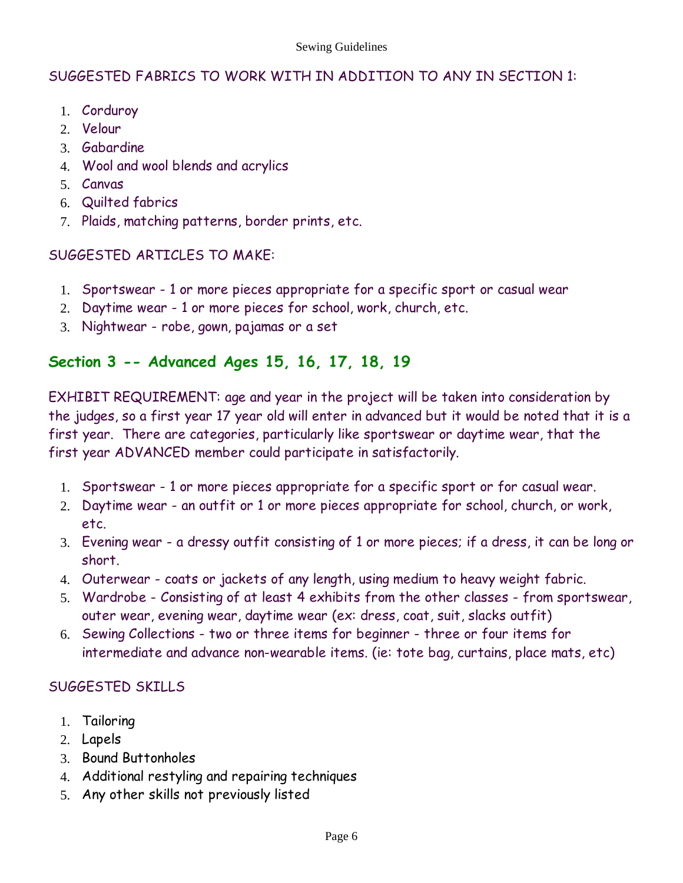SUGGESTED FABRICS TO WORK WITH IN ADDITION TO ANY IN SECTION 1:

1. Corduroy
2. Velour
3. Gabardine
4. Wool and wool blends and acrylics
5. Canvas
6. Quilted fabrics
7. Plaids, matching patterns, border prints, etc.

SUGGESTED ARTICLES TO MAKE:

1. Sportswear - 1 or more pieces appropriate for a specific sport or casual wear
2. Daytime wear - 1 or more pieces for school, work, church, etc.
3. Nightwear - robe, gown, pajamas or a set

## Section 3 -- Advanced Ages 15, 16, 17, 18, 19

EXHIBIT REQUIREMENT: age and year in the project will be taken into consideration by the judges, so a first year 17 year old will enter in advanced but it would be noted that it is a first year. There are categories, particularly like sportswear or daytime wear, that the first year ADVANCED member could participate in satisfactorily.

1. Sportswear - 1 or more pieces appropriate for a specific sport or for casual wear.
2. Daytime wear - an outfit or 1 or more pieces appropriate for school, church, or work, etc.
3. Evening wear - a dressy outfit consisting of 1 or more pieces; if a dress, it can be long or short.
4. Outerwear - coats or jackets of any length, using medium to heavy weight fabric.
5. Wardrobe - Consisting of at least 4 exhibits from the other classes - from sportswear, outer wear, evening wear, daytime wear (ex: dress, coat, suit, slacks outfit)
6. Sewing Collections - two or three items for beginner - three or four items for intermediate and advance non-wearable items. (ie: tote bag, curtains, place mats, etc)

SUGGESTED SKILLS

1. Tailoring
2. Lapels
3. Bound Buttonholes
4. Additional restyling and repairing techniques
5. Any other skills not previously listed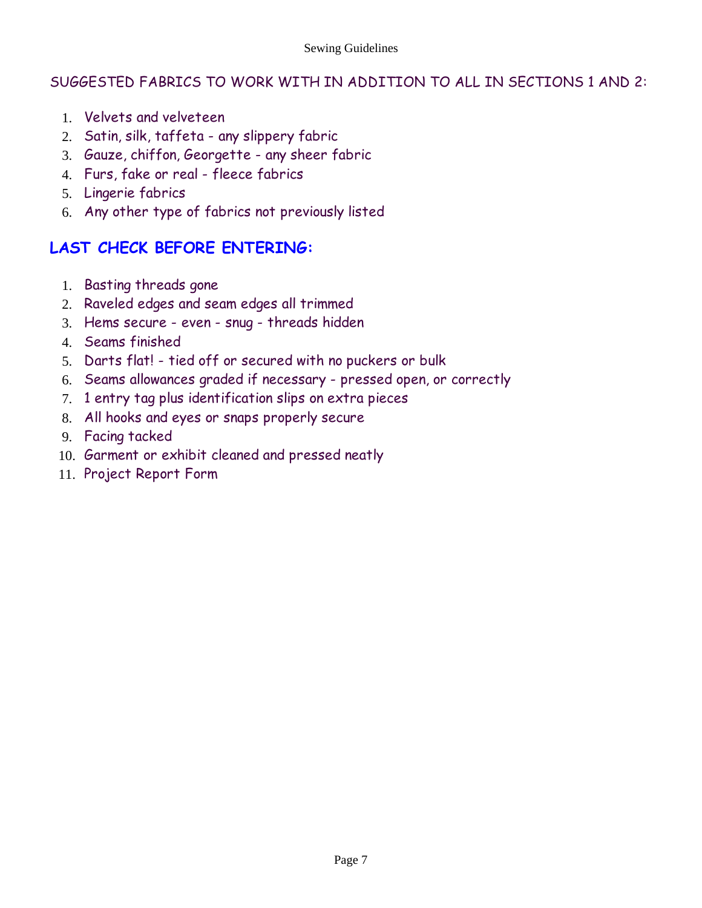## SUGGESTED FABRICS TO WORK WITH IN ADDITION TO ALL IN SECTIONS 1 AND 2:

1. Velvets and velveteen
2. Satin, silk, taffeta - any slippery fabric
3. Gauze, chiffon, Georgette - any sheer fabric
4. Furs, fake or real - fleece fabrics
5. Lingerie fabrics
6. Any other type of fabrics not previously listed

## LAST CHECK BEFORE ENTERING:

1. Basting threads gone
2. Raveled edges and seam edges all trimmed
3. Hems secure - even - snug - threads hidden
4. Seams finished
5. Darts flat! - tied off or secured with no puckers or bulk
6. Seams allowances graded if necessary - pressed open, or correctly
7. 1 entry tag plus identification slips on extra pieces
8. All hooks and eyes or snaps properly secure
9. Facing tacked
10. Garment or exhibit cleaned and pressed neatly
11. Project Report Form